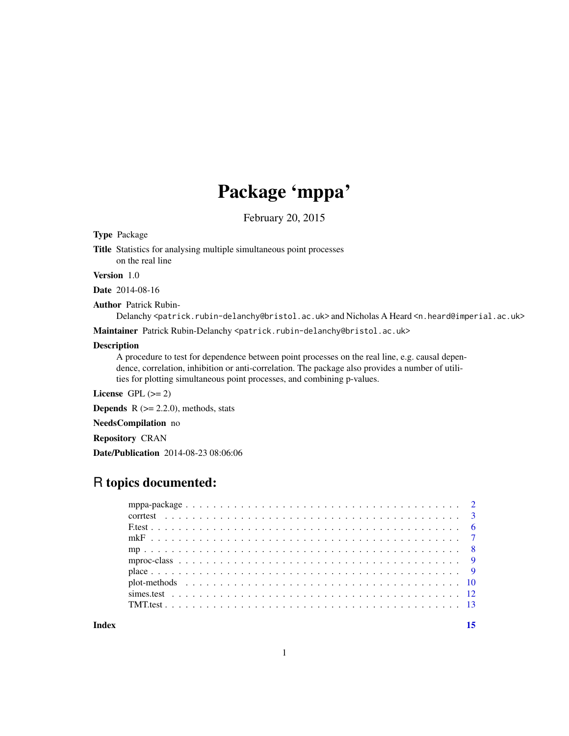# Package 'mppa'

February 20, 2015

**Type** Package

**Title** Statistics for analysing multiple simultaneous point processes on the real line

**Version** 1.0

**Date** 2014-08-16

**Author** Patrick Rubin-Delanchy <patrick.rubin-delanchy@bristol.ac.uk> and Nicholas A Heard <n.heard@imperial.ac.uk>

**Maintainer** Patrick Rubin-Delanchy <patrick.rubin-delanchy@bristol.ac.uk>

**Description**
A procedure to test for dependence between point processes on the real line, e.g. causal dependence, correlation, inhibition or anti-correlation. The package also provides a number of utilities for plotting simultaneous point processes, and combining p-values.

**License** GPL (>= 2)

**Depends** R (>= 2.2.0), methods, stats

**NeedsCompilation** no

**Repository** CRAN

**Date/Publication** 2014-08-23 08:06:06

## R topics documented:

| | |
|---|---|
| mppa-package | 2 |
| corrtest | 3 |
| F.test | 6 |
| mkF | 7 |
| mp | 8 |
| mproc-class | 9 |
| place | 9 |
| plot-methods | 10 |
| simes.test | 12 |
| TMT.test | 13 |

**Index** **15**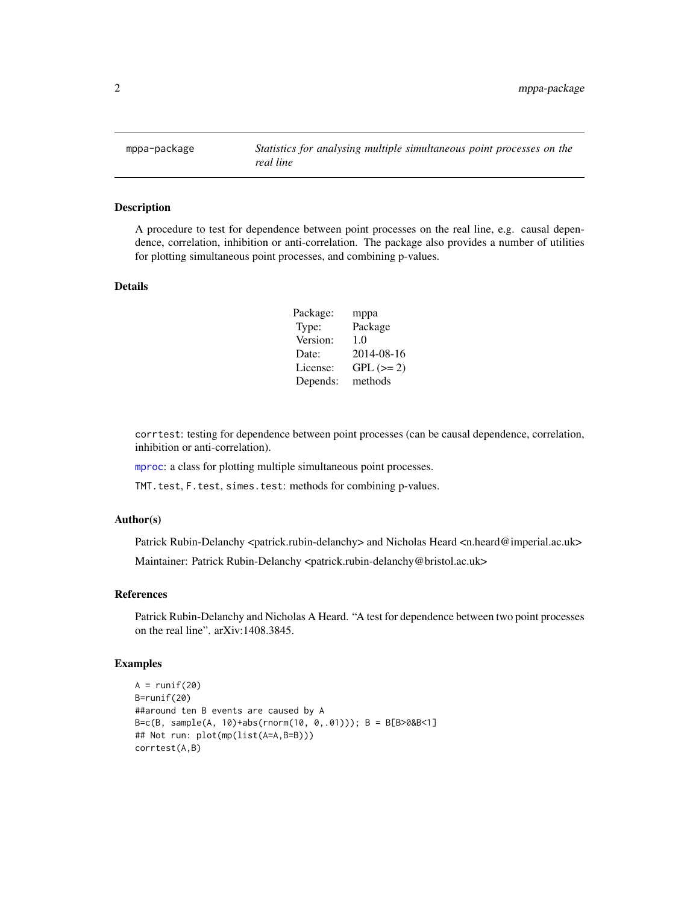mppa-package — *Statistics for analysing multiple simultaneous point processes on the real line*

## Description

A procedure to test for dependence between point processes on the real line, e.g. causal dependence, correlation, inhibition or anti-correlation. The package also provides a number of utilities for plotting simultaneous point processes, and combining p-values.

## Details

| | |
|---|---|
| Package: | mppa |
| Type: | Package |
| Version: | 1.0 |
| Date: | 2014-08-16 |
| License: | GPL (>= 2) |
| Depends: | methods |

corrtest: testing for dependence between point processes (can be causal dependence, correlation, inhibition or anti-correlation).

mproc: a class for plotting multiple simultaneous point processes.

TMT.test, F.test, simes.test: methods for combining p-values.

## Author(s)

Patrick Rubin-Delanchy <patrick.rubin-delanchy> and Nicholas Heard <n.heard@imperial.ac.uk>

Maintainer: Patrick Rubin-Delanchy <patrick.rubin-delanchy@bristol.ac.uk>

## References

Patrick Rubin-Delanchy and Nicholas A Heard. "A test for dependence between two point processes on the real line". arXiv:1408.3845.

## Examples

```
A = runif(20)
B=runif(20)
##around ten B events are caused by A
B=c(B, sample(A, 10)+abs(rnorm(10, 0,.01))); B = B[B>0&B<1]
## Not run: plot(mp(list(A=A,B=B)))
corrtest(A,B)
```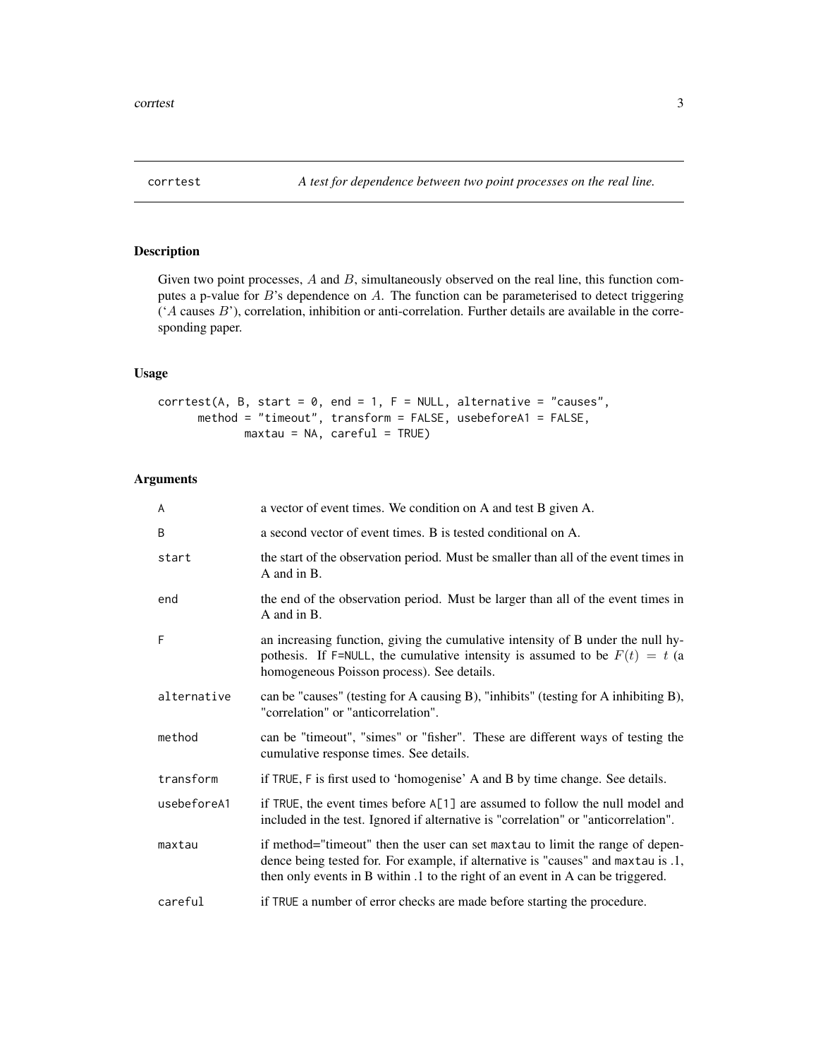# corrtest

*A test for dependence between two point processes on the real line.*

## Description

Given two point processes, $A$ and $B$, simultaneously observed on the real line, this function computes a p-value for $B$'s dependence on $A$. The function can be parameterised to detect triggering ('$A$ causes $B$'), correlation, inhibition or anti-correlation. Further details are available in the corresponding paper.

## Usage

```
corrtest(A, B, start = 0, end = 1, F = NULL, alternative = "causes",
      method = "timeout", transform = FALSE, usebeforeA1 = FALSE,
             maxtau = NA, careful = TRUE)
```

## Arguments

| | |
|---|---|
| A | a vector of event times. We condition on A and test B given A. |
| B | a second vector of event times. B is tested conditional on A. |
| start | the start of the observation period. Must be smaller than all of the event times in A and in B. |
| end | the end of the observation period. Must be larger than all of the event times in A and in B. |
| F | an increasing function, giving the cumulative intensity of B under the null hypothesis. If `F=NULL`, the cumulative intensity is assumed to be $F(t) = t$ (a homogeneous Poisson process). See details. |
| alternative | can be "causes" (testing for A causing B), "inhibits" (testing for A inhibiting B), "correlation" or "anticorrelation". |
| method | can be "timeout", "simes" or "fisher". These are different ways of testing the cumulative response times. See details. |
| transform | if `TRUE`, `F` is first used to 'homogenise' A and B by time change. See details. |
| usebeforeA1 | if `TRUE`, the event times before `A[1]` are assumed to follow the null model and included in the test. Ignored if alternative is "correlation" or "anticorrelation". |
| maxtau | if method="timeout" then the user can set `maxtau` to limit the range of dependence being tested for. For example, if alternative is "causes" and `maxtau` is .1, then only events in B within .1 to the right of an event in A can be triggered. |
| careful | if `TRUE` a number of error checks are made before starting the procedure. |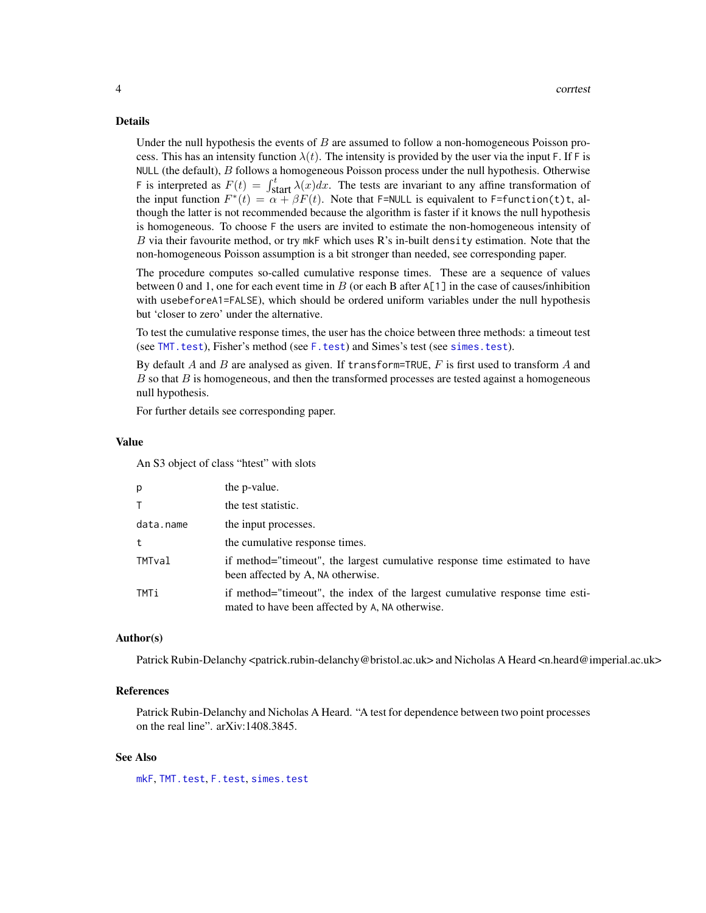## Details

Under the null hypothesis the events of $B$ are assumed to follow a non-homogeneous Poisson process. This has an intensity function $\lambda(t)$. The intensity is provided by the user via the input `F`. If `F` is `NULL` (the default), $B$ follows a homogeneous Poisson process under the null hypothesis. Otherwise `F` is interpreted as $F(t) = \int_{\text{start}}^{t} \lambda(x)dx$. The tests are invariant to any affine transformation of the input function $F^*(t) = \alpha + \beta F(t)$. Note that `F=NULL` is equivalent to `F=function(t)t`, although the latter is not recommended because the algorithm is faster if it knows the null hypothesis is homogeneous. To choose `F` the users are invited to estimate the non-homogeneous intensity of $B$ via their favourite method, or try `mkF` which uses R's in-built `density` estimation. Note that the non-homogeneous Poisson assumption is a bit stronger than needed, see corresponding paper.

The procedure computes so-called cumulative response times. These are a sequence of values between 0 and 1, one for each event time in $B$ (or each B after `A[1]` in the case of causes/inhibition with `usebeforeA1=FALSE`), which should be ordered uniform variables under the null hypothesis but 'closer to zero' under the alternative.

To test the cumulative response times, the user has the choice between three methods: a timeout test (see `TMT.test`), Fisher's method (see `F.test`) and Simes's test (see `simes.test`).

By default $A$ and $B$ are analysed as given. If `transform=TRUE`, $F$ is first used to transform $A$ and $B$ so that $B$ is homogeneous, and then the transformed processes are tested against a homogeneous null hypothesis.

For further details see corresponding paper.

## Value

An S3 object of class "htest" with slots

| | |
|---|---|
| `p` | the p-value. |
| `T` | the test statistic. |
| `data.name` | the input processes. |
| `t` | the cumulative response times. |
| `TMTval` | if method="timeout", the largest cumulative response time estimated to have been affected by A, `NA` otherwise. |
| `TMTi` | if method="timeout", the index of the largest cumulative response time estimated to have been affected by `A`, `NA` otherwise. |

## Author(s)

Patrick Rubin-Delanchy <patrick.rubin-delanchy@bristol.ac.uk> and Nicholas A Heard <n.heard@imperial.ac.uk>

## References

Patrick Rubin-Delanchy and Nicholas A Heard. "A test for dependence between two point processes on the real line". arXiv:1408.3845.

## See Also

`mkF`, `TMT.test`, `F.test`, `simes.test`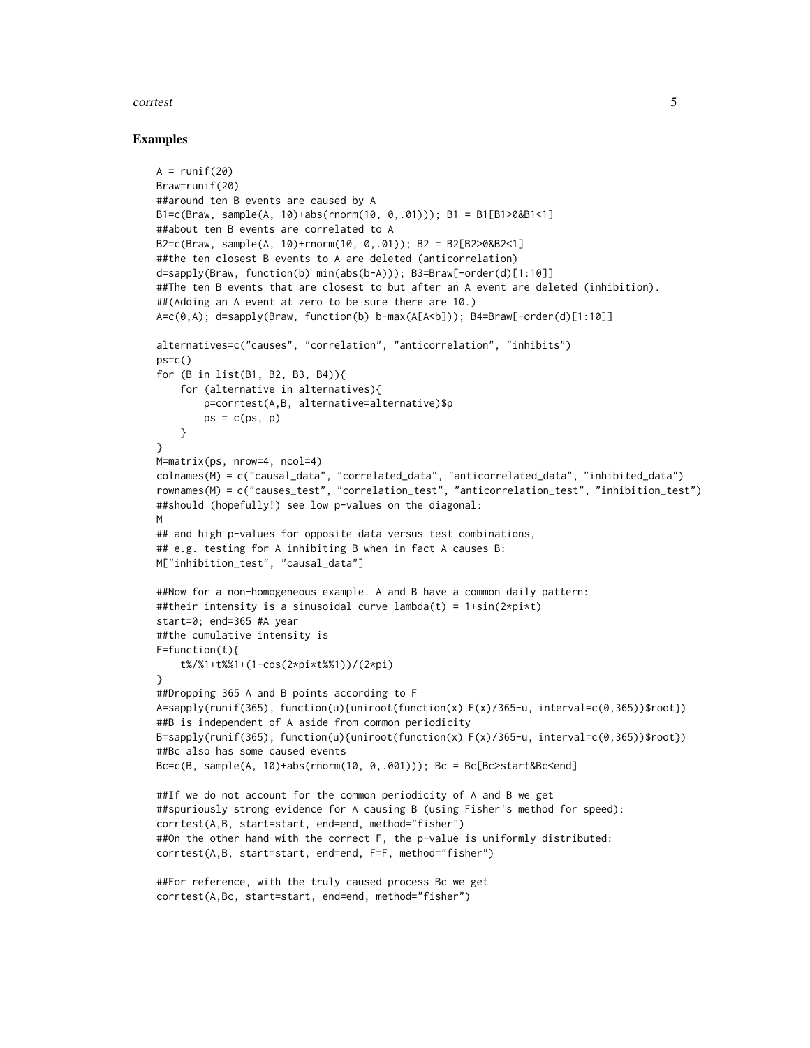### Examples

```
A = runif(20)
Braw=runif(20)
##around ten B events are caused by A
B1=c(Braw, sample(A, 10)+abs(rnorm(10, 0,.01))); B1 = B1[B1>0&B1<1]
##about ten B events are correlated to A
B2=c(Braw, sample(A, 10)+rnorm(10, 0,.01)); B2 = B2[B2>0&B2<1]
##the ten closest B events to A are deleted (anticorrelation)
d=sapply(Braw, function(b) min(abs(b-A))); B3=Braw[-order(d)[1:10]]
##The ten B events that are closest to but after an A event are deleted (inhibition).
##(Adding an A event at zero to be sure there are 10.)
A=c(0,A); d=sapply(Braw, function(b) b-max(A[A<b])); B4=Braw[-order(d)[1:10]]

alternatives=c("causes", "correlation", "anticorrelation", "inhibits")
ps=c()
for (B in list(B1, B2, B3, B4)){
    for (alternative in alternatives){
        p=corrtest(A,B, alternative=alternative)$p
        ps = c(ps, p)
    }
}
M=matrix(ps, nrow=4, ncol=4)
colnames(M) = c("causal_data", "correlated_data", "anticorrelated_data", "inhibited_data")
rownames(M) = c("causes_test", "correlation_test", "anticorrelation_test", "inhibition_test")
##should (hopefully!) see low p-values on the diagonal:
M
## and high p-values for opposite data versus test combinations,
## e.g. testing for A inhibiting B when in fact A causes B:
M["inhibition_test", "causal_data"]

##Now for a non-homogeneous example. A and B have a common daily pattern:
##their intensity is a sinusoidal curve lambda(t) = 1+sin(2*pi*t)
start=0; end=365 #A year
##the cumulative intensity is
F=function(t){
    t%/%1+t%%1+(1-cos(2*pi*t%%1))/(2*pi)
}
##Dropping 365 A and B points according to F
A=sapply(runif(365), function(u){uniroot(function(x) F(x)/365-u, interval=c(0,365))$root})
##B is independent of A aside from common periodicity
B=sapply(runif(365), function(u){uniroot(function(x) F(x)/365-u, interval=c(0,365))$root})
##Bc also has some caused events
Bc=c(B, sample(A, 10)+abs(rnorm(10, 0,.001))); Bc = Bc[Bc>start&Bc<end]

##If we do not account for the common periodicity of A and B we get
##spuriously strong evidence for A causing B (using Fisher's method for speed):
corrtest(A,B, start=start, end=end, method="fisher")
##On the other hand with the correct F, the p-value is uniformly distributed:
corrtest(A,B, start=start, end=end, F=F, method="fisher")

##For reference, with the truly caused process Bc we get
corrtest(A,Bc, start=start, end=end, method="fisher")
```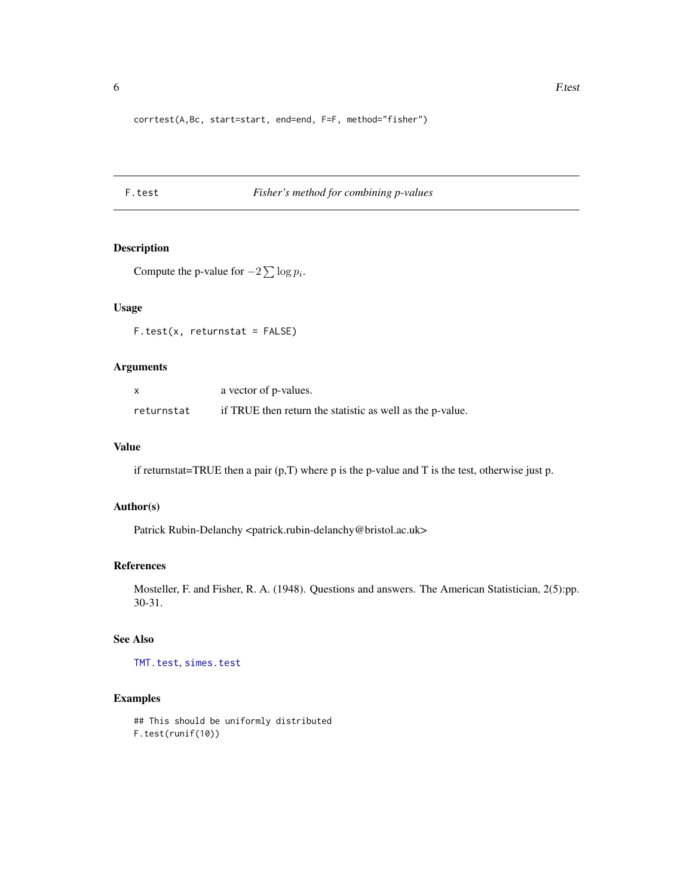```
corrtest(A,Bc, start=start, end=end, F=F, method="fisher")
```

## F.test *Fisher's method for combining p-values*

### Description

Compute the p-value for $-2\sum \log p_i$.

### Usage

```
F.test(x, returnstat = FALSE)
```

### Arguments

| | |
|---|---|
| x | a vector of p-values. |
| returnstat | if TRUE then return the statistic as well as the p-value. |

### Value

if returnstat=TRUE then a pair (p,T) where p is the p-value and T is the test, otherwise just p.

### Author(s)

Patrick Rubin-Delanchy <patrick.rubin-delanchy@bristol.ac.uk>

### References

Mosteller, F. and Fisher, R. A. (1948). Questions and answers. The American Statistician, 2(5):pp. 30-31.

### See Also

TMT.test, simes.test

### Examples

```
## This should be uniformly distributed
F.test(runif(10))
```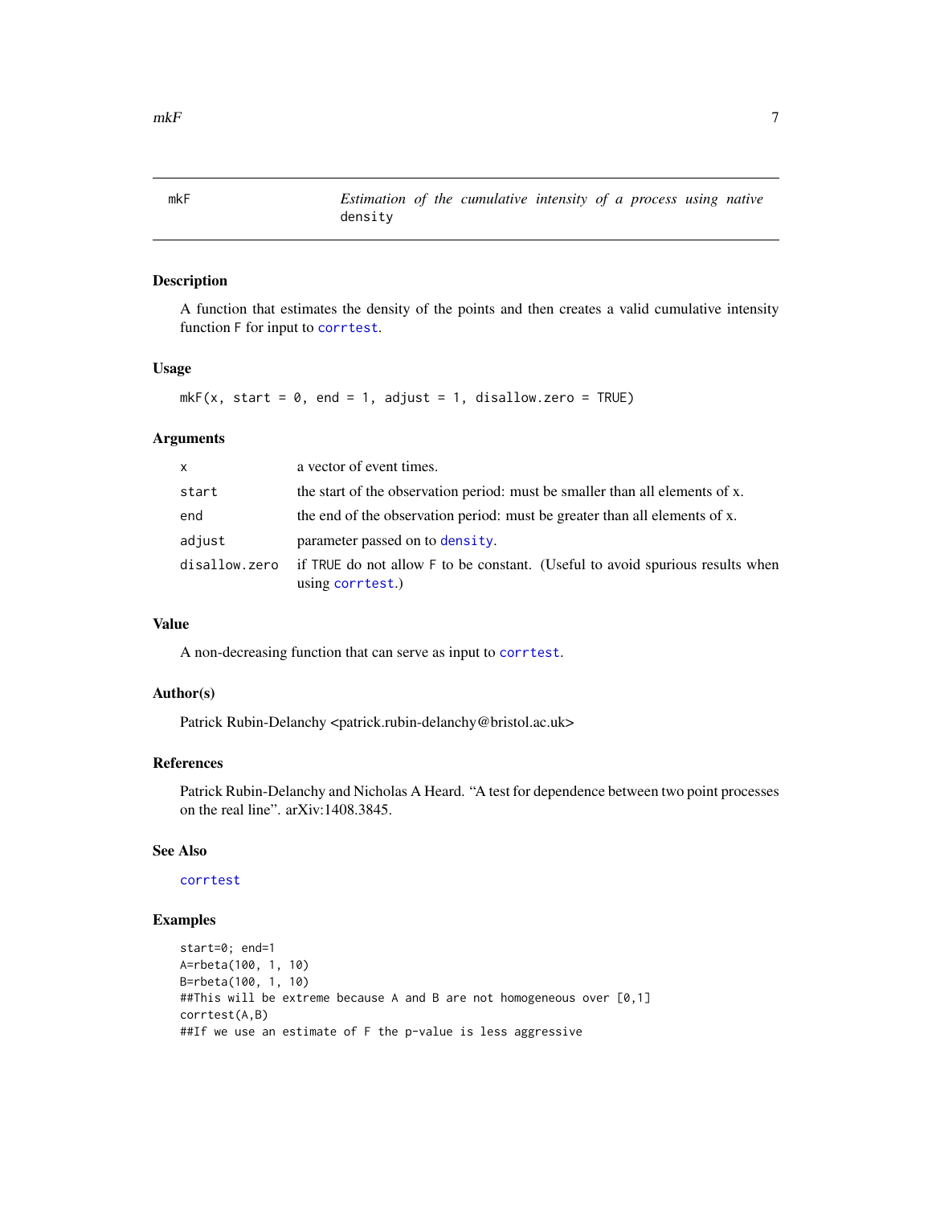# mkF — *Estimation of the cumulative intensity of a process using native `density`*

## Description

A function that estimates the density of the points and then creates a valid cumulative intensity function F for input to `corrtest`.

## Usage

```
mkF(x, start = 0, end = 1, adjust = 1, disallow.zero = TRUE)
```

## Arguments

| | |
|---|---|
| `x` | a vector of event times. |
| `start` | the start of the observation period: must be smaller than all elements of x. |
| `end` | the end of the observation period: must be greater than all elements of x. |
| `adjust` | parameter passed on to `density`. |
| `disallow.zero` | if `TRUE` do not allow F to be constant. (Useful to avoid spurious results when using `corrtest`.) |

## Value

A non-decreasing function that can serve as input to `corrtest`.

## Author(s)

Patrick Rubin-Delanchy <patrick.rubin-delanchy@bristol.ac.uk>

## References

Patrick Rubin-Delanchy and Nicholas A Heard. "A test for dependence between two point processes on the real line". arXiv:1408.3845.

## See Also

`corrtest`

## Examples

```
start=0; end=1
A=rbeta(100, 1, 10)
B=rbeta(100, 1, 10)
##This will be extreme because A and B are not homogeneous over [0,1]
corrtest(A,B)
##If we use an estimate of F the p-value is less aggressive
```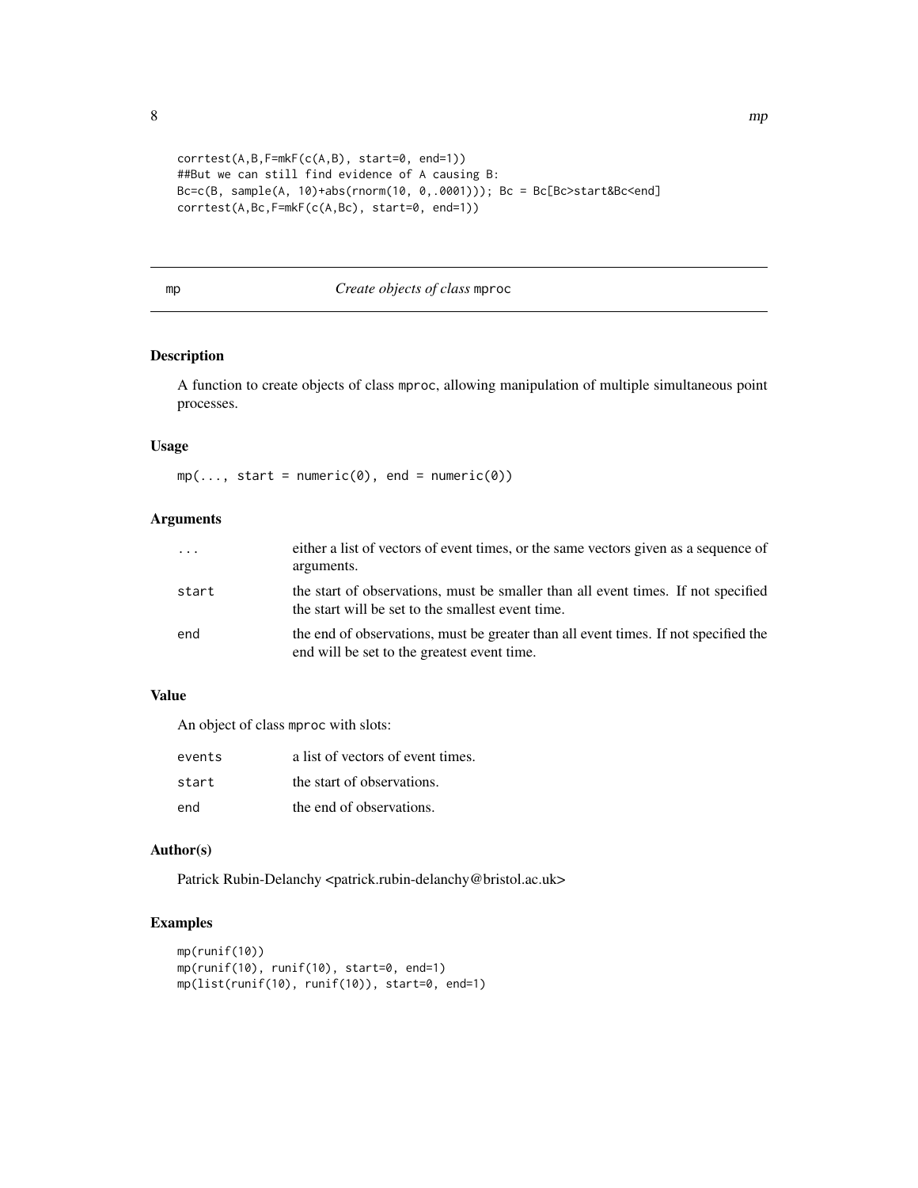```
corrtest(A,B,F=mkF(c(A,B), start=0, end=1))
##But we can still find evidence of A causing B:
Bc=c(B, sample(A, 10)+abs(rnorm(10, 0,.0001))); Bc = Bc[Bc>start&Bc<end]
corrtest(A,Bc,F=mkF(c(A,Bc), start=0, end=1))
```

---

## mp — *Create objects of class* `mproc`

### Description

A function to create objects of class mproc, allowing manipulation of multiple simultaneous point processes.

### Usage

```
mp(..., start = numeric(0), end = numeric(0))
```

### Arguments

| | |
|---|---|
| `...` | either a list of vectors of event times, or the same vectors given as a sequence of arguments. |
| `start` | the start of observations, must be smaller than all event times. If not specified the start will be set to the smallest event time. |
| `end` | the end of observations, must be greater than all event times. If not specified the end will be set to the greatest event time. |

### Value

An object of class mproc with slots:

| | |
|---|---|
| `events` | a list of vectors of event times. |
| `start` | the start of observations. |
| `end` | the end of observations. |

### Author(s)

Patrick Rubin-Delanchy <patrick.rubin-delanchy@bristol.ac.uk>

### Examples

```
mp(runif(10))
mp(runif(10), runif(10), start=0, end=1)
mp(list(runif(10), runif(10)), start=0, end=1)
```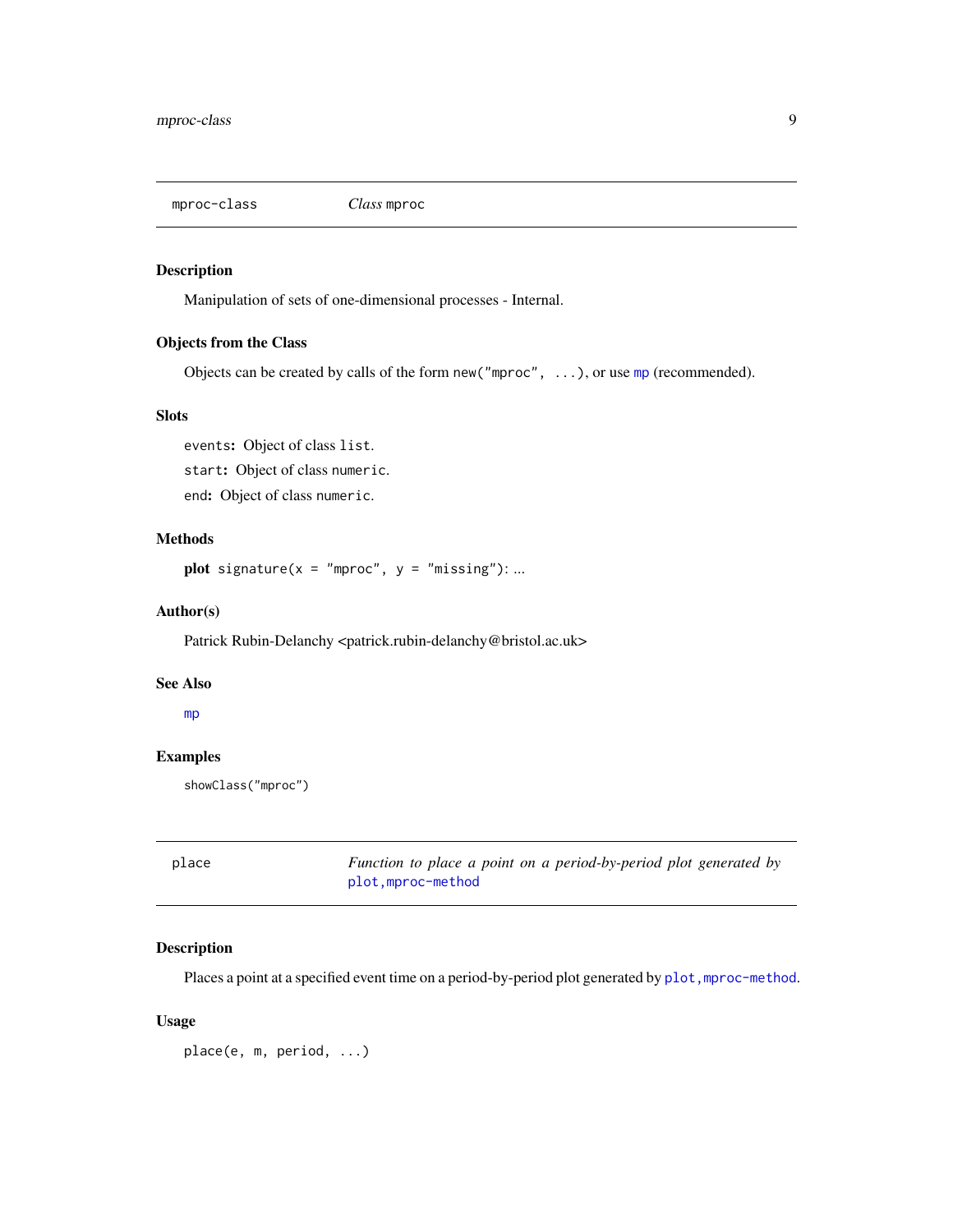## mproc-class &nbsp;&nbsp;&nbsp; *Class* `mproc`

### Description

Manipulation of sets of one-dimensional processes - Internal.

### Objects from the Class

Objects can be created by calls of the form `new("mproc", ...)`, or use `mp` (recommended).

### Slots

`events`**:** Object of class `list`.

`start`**:** Object of class `numeric`.

`end`**:** Object of class `numeric`.

### Methods

**plot** `signature(x = "mproc", y = "missing")`: ...

### Author(s)

Patrick Rubin-Delanchy <patrick.rubin-delanchy@bristol.ac.uk>

### See Also

`mp`

### Examples

```
showClass("mproc")
```

## place &nbsp;&nbsp;&nbsp; *Function to place a point on a period-by-period plot generated by* `plot,mproc-method`

### Description

Places a point at a specified event time on a period-by-period plot generated by `plot,mproc-method`.

### Usage

```
place(e, m, period, ...)
```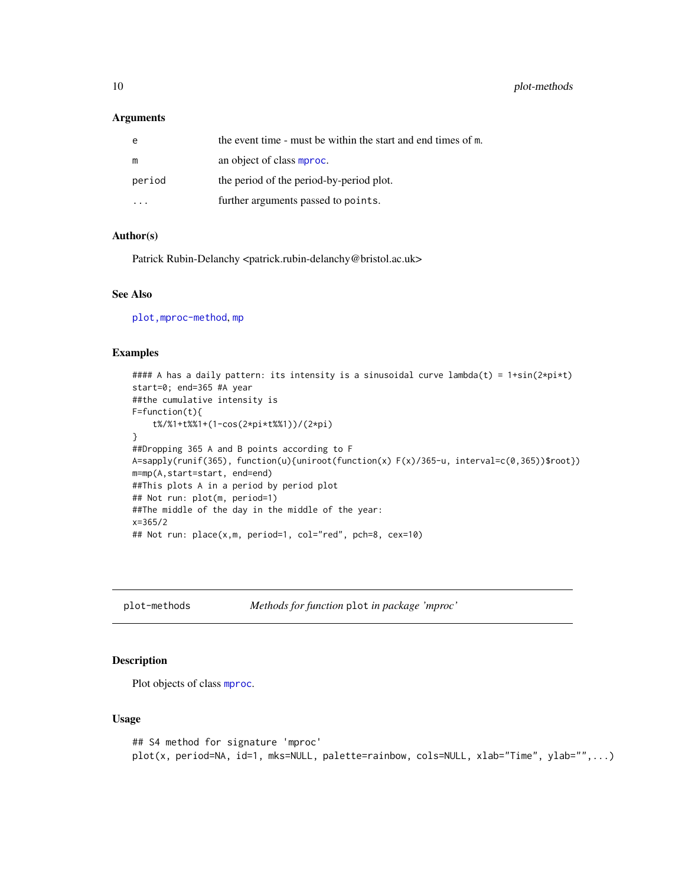### Arguments

| | |
|---|---|
| e | the event time - must be within the start and end times of m. |
| m | an object of class mproc. |
| period | the period of the period-by-period plot. |
| ... | further arguments passed to points. |

### Author(s)

Patrick Rubin-Delanchy <patrick.rubin-delanchy@bristol.ac.uk>

### See Also

plot,mproc-method, mp

### Examples

```
#### A has a daily pattern: its intensity is a sinusoidal curve lambda(t) = 1+sin(2*pi*t)
start=0; end=365 #A year
##the cumulative intensity is
F=function(t){
    t%/%1+t%%1+(1-cos(2*pi*t%%1))/(2*pi)
}
##Dropping 365 A and B points according to F
A=sapply(runif(365), function(u){uniroot(function(x) F(x)/365-u, interval=c(0,365))$root})
m=mp(A,start=start, end=end)
##This plots A in a period by period plot
## Not run: plot(m, period=1)
##The middle of the day in the middle of the year:
x=365/2
## Not run: place(x,m, period=1, col="red", pch=8, cex=10)
```

---

## plot-methods — *Methods for function* plot *in package 'mproc'*

### Description

Plot objects of class mproc.

### Usage

```
## S4 method for signature 'mproc'
plot(x, period=NA, id=1, mks=NULL, palette=rainbow, cols=NULL, xlab="Time", ylab="",...)
```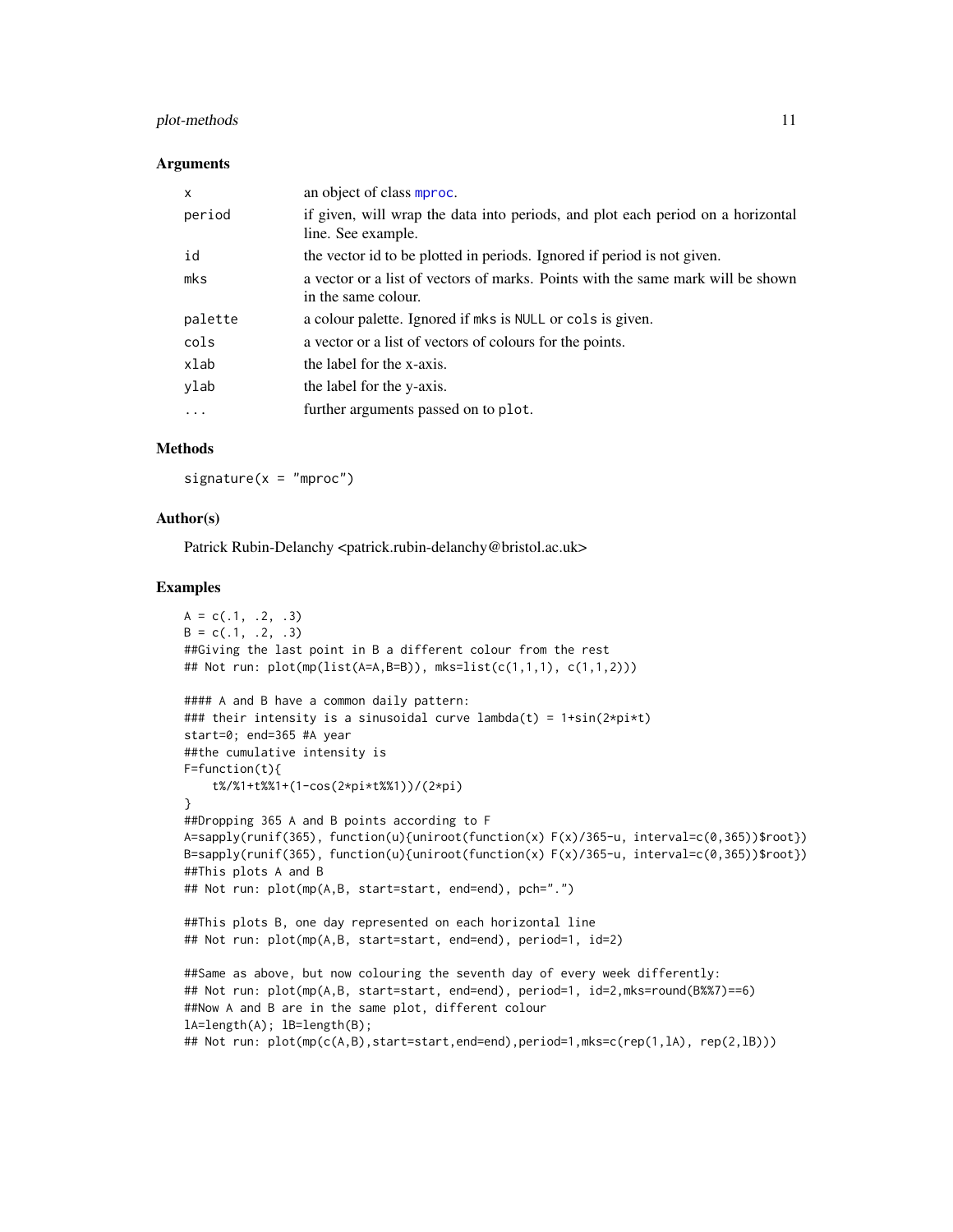### Arguments

| | |
|---|---|
| x | an object of class mproc. |
| period | if given, will wrap the data into periods, and plot each period on a horizontal line. See example. |
| id | the vector id to be plotted in periods. Ignored if period is not given. |
| mks | a vector or a list of vectors of marks. Points with the same mark will be shown in the same colour. |
| palette | a colour palette. Ignored if mks is NULL or cols is given. |
| cols | a vector or a list of vectors of colours for the points. |
| xlab | the label for the x-axis. |
| ylab | the label for the y-axis. |
| ... | further arguments passed on to plot. |

### Methods

```
signature(x = "mproc")
```

### Author(s)

Patrick Rubin-Delanchy <patrick.rubin-delanchy@bristol.ac.uk>

### Examples

```
A = c(.1, .2, .3)
B = c(.1, .2, .3)
##Giving the last point in B a different colour from the rest
## Not run: plot(mp(list(A=A,B=B)), mks=list(c(1,1,1), c(1,1,2)))

#### A and B have a common daily pattern:
### their intensity is a sinusoidal curve lambda(t) = 1+sin(2*pi*t)
start=0; end=365 #A year
##the cumulative intensity is
F=function(t){
    t%/%1+t%%1+(1-cos(2*pi*t%%1))/(2*pi)
}
##Dropping 365 A and B points according to F
A=sapply(runif(365), function(u){uniroot(function(x) F(x)/365-u, interval=c(0,365))$root})
B=sapply(runif(365), function(u){uniroot(function(x) F(x)/365-u, interval=c(0,365))$root})
##This plots A and B
## Not run: plot(mp(A,B, start=start, end=end), pch=".")

##This plots B, one day represented on each horizontal line
## Not run: plot(mp(A,B, start=start, end=end), period=1, id=2)

##Same as above, but now colouring the seventh day of every week differently:
## Not run: plot(mp(A,B, start=start, end=end), period=1, id=2,mks=round(B%%7)==6)
##Now A and B are in the same plot, different colour
lA=length(A); lB=length(B);
## Not run: plot(mp(c(A,B),start=start,end=end),period=1,mks=c(rep(1,lA), rep(2,lB)))
```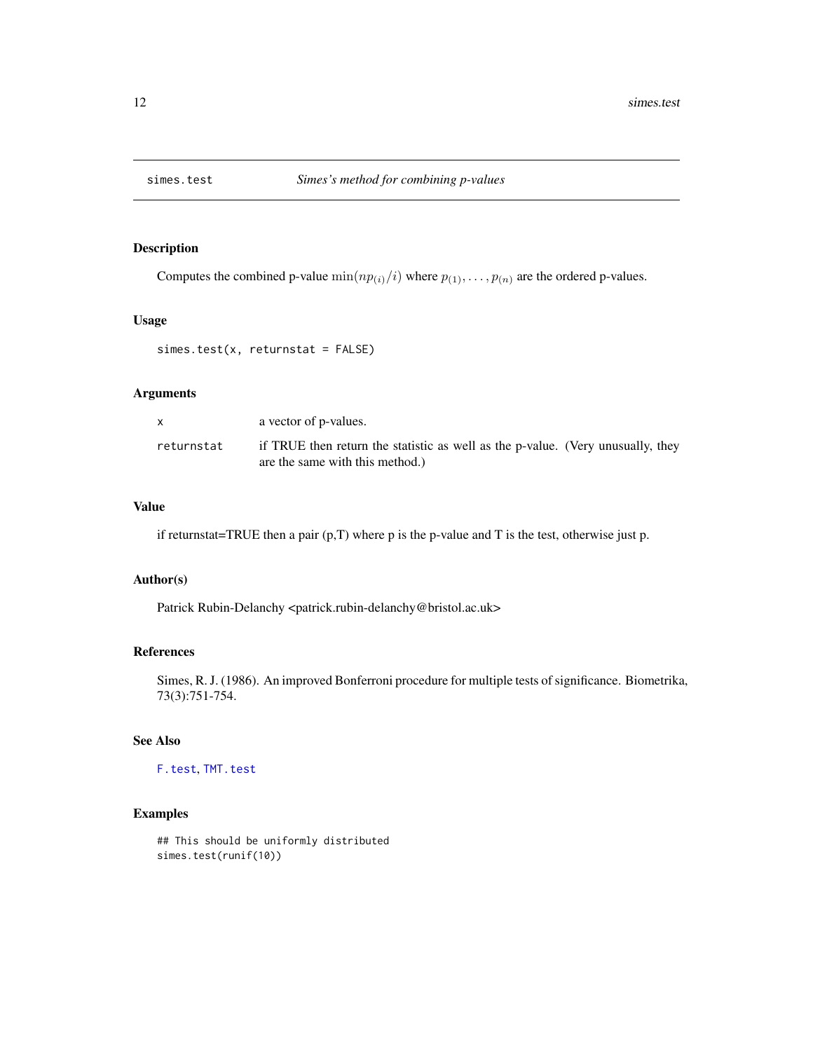# simes.test — *Simes's method for combining p-values*

## Description

Computes the combined p-value $\min(np_{(i)}/i)$ where $p_{(1)}, \ldots, p_{(n)}$ are the ordered p-values.

## Usage

```
simes.test(x, returnstat = FALSE)
```

## Arguments

| | |
|---|---|
| `x` | a vector of p-values. |
| `returnstat` | if TRUE then return the statistic as well as the p-value. (Very unusually, they are the same with this method.) |

## Value

if returnstat=TRUE then a pair (p,T) where p is the p-value and T is the test, otherwise just p.

## Author(s)

Patrick Rubin-Delanchy <patrick.rubin-delanchy@bristol.ac.uk>

## References

Simes, R. J. (1986). An improved Bonferroni procedure for multiple tests of significance. Biometrika, 73(3):751-754.

## See Also

`F.test`, `TMT.test`

## Examples

```
## This should be uniformly distributed
simes.test(runif(10))
```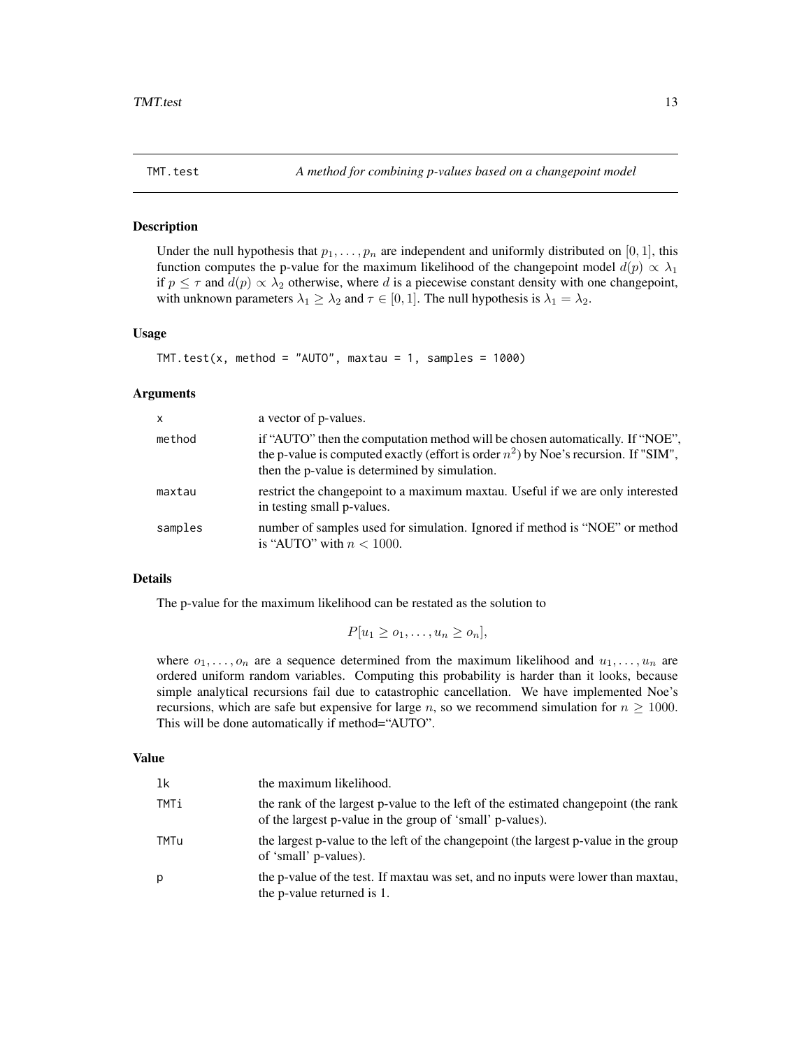## TMT.test — *A method for combining p-values based on a changepoint model*

### Description

Under the null hypothesis that $p_1, \ldots, p_n$ are independent and uniformly distributed on $[0, 1]$, this function computes the p-value for the maximum likelihood of the changepoint model $d(p) \propto \lambda_1$ if $p \leq \tau$ and $d(p) \propto \lambda_2$ otherwise, where $d$ is a piecewise constant density with one changepoint, with unknown parameters $\lambda_1 \geq \lambda_2$ and $\tau \in [0, 1]$. The null hypothesis is $\lambda_1 = \lambda_2$.

### Usage

```
TMT.test(x, method = "AUTO", maxtau = 1, samples = 1000)
```

### Arguments

| | |
|---|---|
| x | a vector of p-values. |
| method | if "AUTO" then the computation method will be chosen automatically. If "NOE", the p-value is computed exactly (effort is order $n^2$) by Noe's recursion. If "SIM", then the p-value is determined by simulation. |
| maxtau | restrict the changepoint to a maximum maxtau. Useful if we are only interested in testing small p-values. |
| samples | number of samples used for simulation. Ignored if method is "NOE" or method is "AUTO" with $n < 1000$. |

### Details

The p-value for the maximum likelihood can be restated as the solution to

$$P[u_1 \geq o_1, \ldots, u_n \geq o_n],$$

where $o_1, \ldots, o_n$ are a sequence determined from the maximum likelihood and $u_1, \ldots, u_n$ are ordered uniform random variables. Computing this probability is harder than it looks, because simple analytical recursions fail due to catastrophic cancellation. We have implemented Noe's recursions, which are safe but expensive for large $n$, so we recommend simulation for $n \geq 1000$. This will be done automatically if method="AUTO".

### Value

| | |
|---|---|
| lk | the maximum likelihood. |
| TMTi | the rank of the largest p-value to the left of the estimated changepoint (the rank of the largest p-value in the group of 'small' p-values). |
| TMTu | the largest p-value to the left of the changepoint (the largest p-value in the group of 'small' p-values). |
| p | the p-value of the test. If maxtau was set, and no inputs were lower than maxtau, the p-value returned is 1. |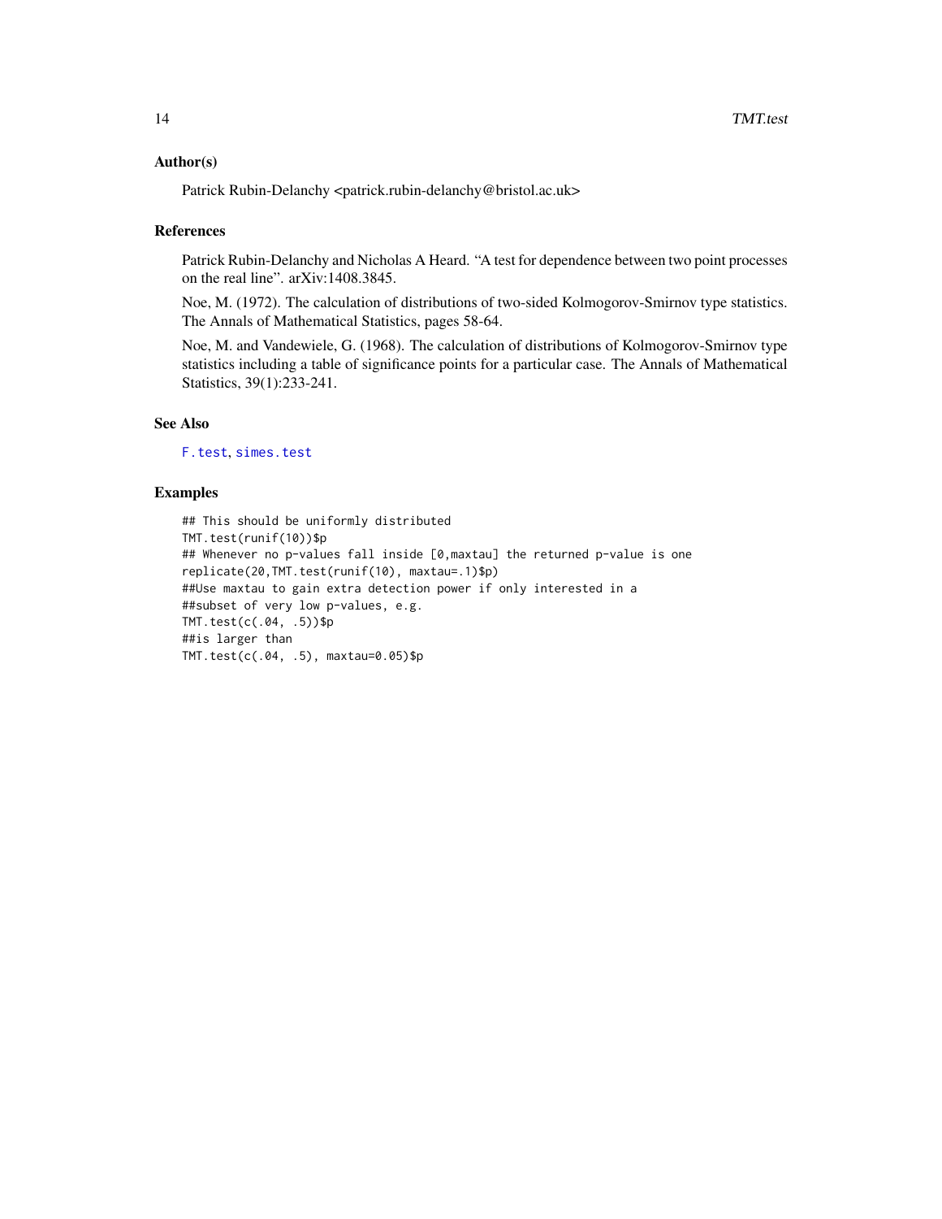### Author(s)

Patrick Rubin-Delanchy <patrick.rubin-delanchy@bristol.ac.uk>

### References

Patrick Rubin-Delanchy and Nicholas A Heard. "A test for dependence between two point processes on the real line". arXiv:1408.3845.

Noe, M. (1972). The calculation of distributions of two-sided Kolmogorov-Smirnov type statistics. The Annals of Mathematical Statistics, pages 58-64.

Noe, M. and Vandewiele, G. (1968). The calculation of distributions of Kolmogorov-Smirnov type statistics including a table of significance points for a particular case. The Annals of Mathematical Statistics, 39(1):233-241.

### See Also

F.test, simes.test

### Examples

```
## This should be uniformly distributed
TMT.test(runif(10))$p
## Whenever no p-values fall inside [0,maxtau] the returned p-value is one
replicate(20,TMT.test(runif(10), maxtau=.1)$p)
##Use maxtau to gain extra detection power if only interested in a
##subset of very low p-values, e.g.
TMT.test(c(.04, .5))$p
##is larger than
TMT.test(c(.04, .5), maxtau=0.05)$p
```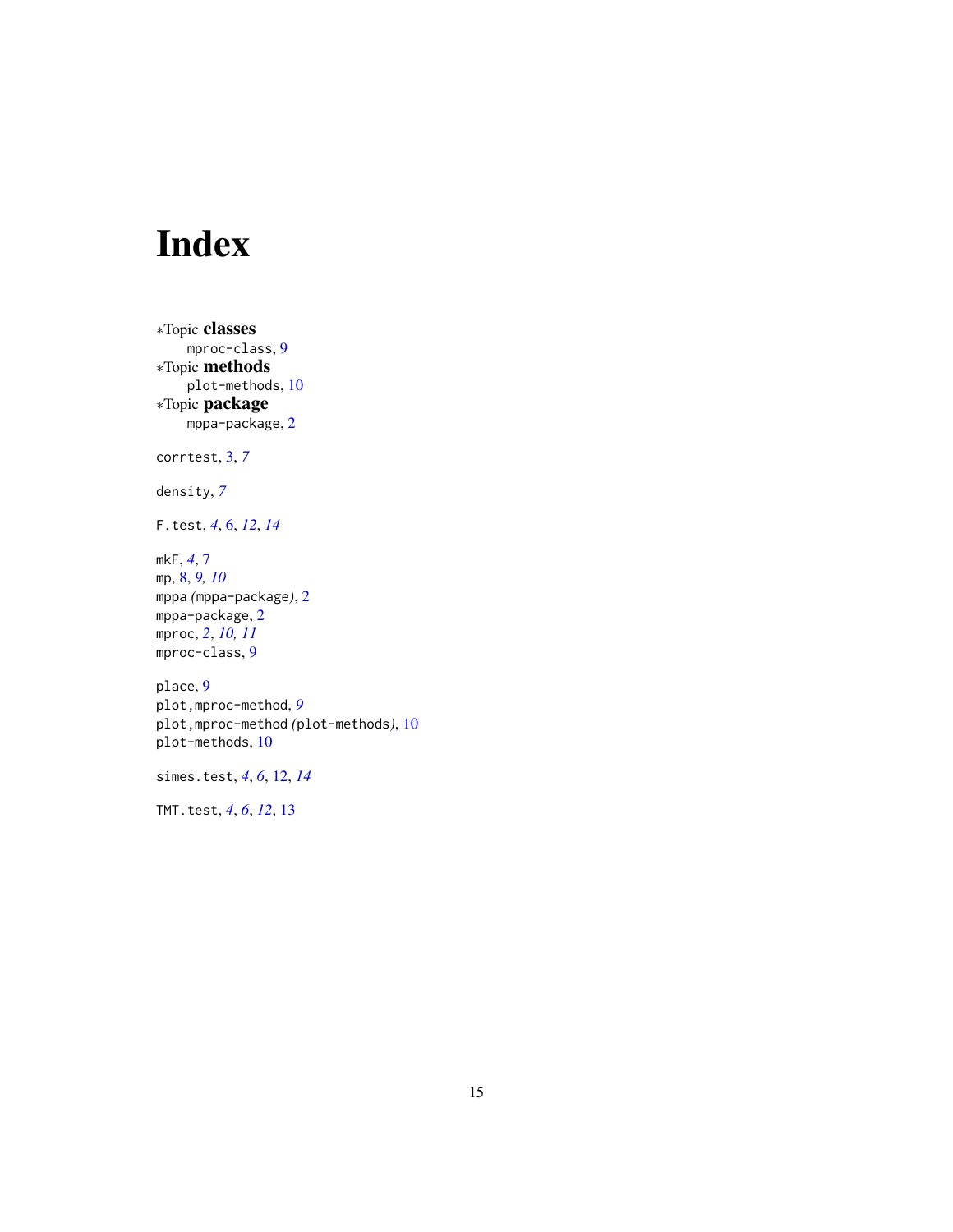# Index

∗Topic **classes**

mproc-class, 9

∗Topic **methods**

plot-methods, 10

∗Topic **package**

mppa-package, 2

corrtest, 3, *7*

density, *7*

F.test, *4*, 6, *12*, *14*

mkF, *4*, 7

mp, 8, *9, 10*

mppa *(*mppa-package*)*, 2

mppa-package, 2

mproc, *2*, *10, 11*

mproc-class, 9

place, 9

plot,mproc-method, *9*

plot,mproc-method *(*plot-methods*)*, 10

plot-methods, 10

simes.test, *4*, *6*, 12, *14*

TMT.test, *4*, *6*, *12*, 13